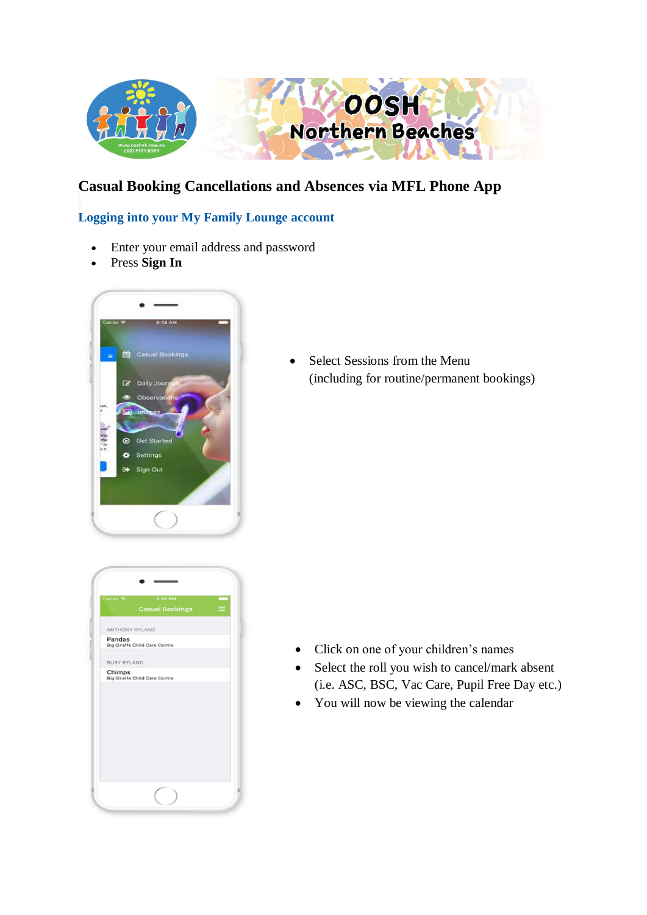# Casual Booking Cancellations and Absences via MFL Phone App

## Logging into your My Family Lounge account

- Enter your email address and password
- Press **Sign In**

- Select Sessions from the Menu (including for routine/permanent bookings)

- Click on one of your children's names
- Select the roll you wish to cancel/mark absent (i.e. ASC, BSC, Vac Care, Pupil Free Day etc.)
- You will now be viewing the calendar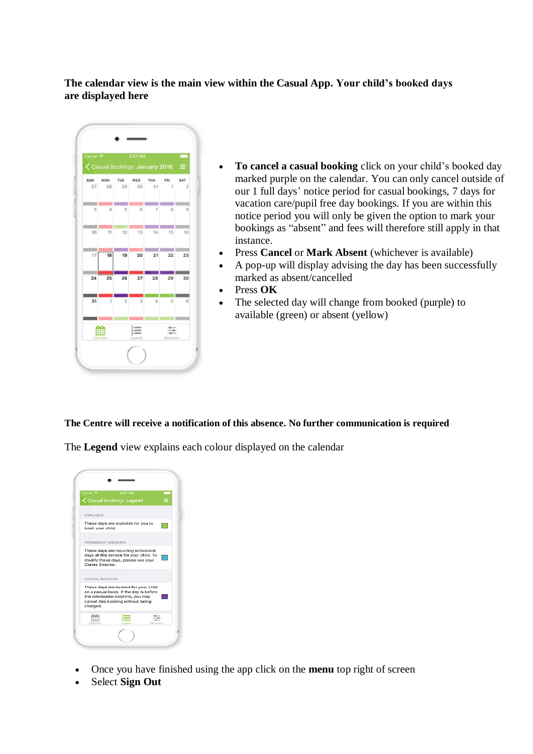**The calendar view is the main view within the Casual App. Your child's booked days are displayed here**

- **To cancel a casual booking** click on your child's booked day marked purple on the calendar. You can only cancel outside of our 1 full days' notice period for casual bookings, 7 days for vacation care/pupil free day bookings. If you are within this notice period you will only be given the option to mark your bookings as "absent" and fees will therefore still apply in that instance.
- Press **Cancel** or **Mark Absent** (whichever is available)
- A pop-up will display advising the day has been successfully marked as absent/cancelled
- Press **OK**
- The selected day will change from booked (purple) to available (green) or absent (yellow)

**The Centre will receive a notification of this absence. No further communication is required**

The **Legend** view explains each colour displayed on the calendar

- Once you have finished using the app click on the **menu** top right of screen
- Select **Sign Out**